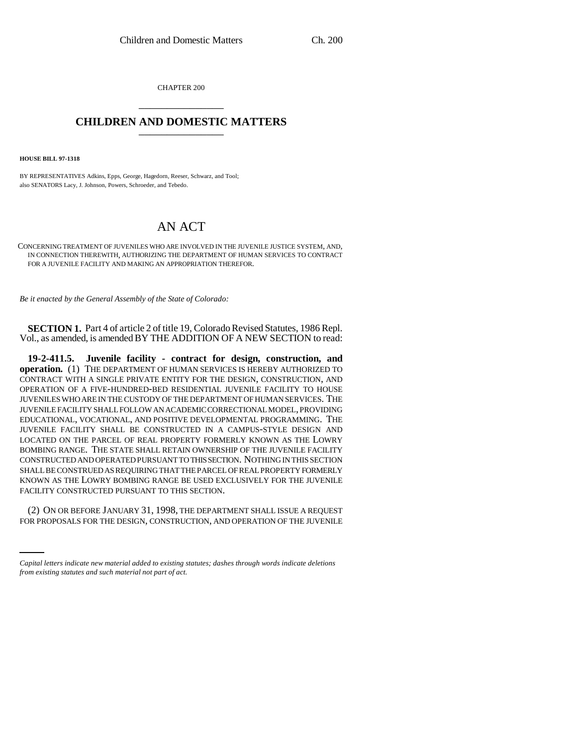CHAPTER 200

# CHILDREN AND DOMESTIC MATTERS

**HOUSE BILL 97-1318**

BY REPRESENTATIVES Adkins, Epps, George, Hagedorn, Reeser, Schwarz, and Tool;
also SENATORS Lacy, J. Johnson, Powers, Schroeder, and Tebedo.

## AN ACT

CONCERNING TREATMENT OF JUVENILES WHO ARE INVOLVED IN THE JUVENILE JUSTICE SYSTEM, AND, IN CONNECTION THEREWITH, AUTHORIZING THE DEPARTMENT OF HUMAN SERVICES TO CONTRACT FOR A JUVENILE FACILITY AND MAKING AN APPROPRIATION THEREFOR.

*Be it enacted by the General Assembly of the State of Colorado:*

**SECTION 1.** Part 4 of article 2 of title 19, Colorado Revised Statutes, 1986 Repl. Vol., as amended, is amended BY THE ADDITION OF A NEW SECTION to read:

**19-2-411.5. Juvenile facility - contract for design, construction, and operation.** (1) THE DEPARTMENT OF HUMAN SERVICES IS HEREBY AUTHORIZED TO CONTRACT WITH A SINGLE PRIVATE ENTITY FOR THE DESIGN, CONSTRUCTION, AND OPERATION OF A FIVE-HUNDRED-BED RESIDENTIAL JUVENILE FACILITY TO HOUSE JUVENILES WHO ARE IN THE CUSTODY OF THE DEPARTMENT OF HUMAN SERVICES. THE JUVENILE FACILITY SHALL FOLLOW AN ACADEMIC CORRECTIONAL MODEL, PROVIDING EDUCATIONAL, VOCATIONAL, AND POSITIVE DEVELOPMENTAL PROGRAMMING. THE JUVENILE FACILITY SHALL BE CONSTRUCTED IN A CAMPUS-STYLE DESIGN AND LOCATED ON THE PARCEL OF REAL PROPERTY FORMERLY KNOWN AS THE LOWRY BOMBING RANGE. THE STATE SHALL RETAIN OWNERSHIP OF THE JUVENILE FACILITY CONSTRUCTED AND OPERATED PURSUANT TO THIS SECTION. NOTHING IN THIS SECTION SHALL BE CONSTRUED AS REQUIRING THAT THE PARCEL OF REAL PROPERTY FORMERLY KNOWN AS THE LOWRY BOMBING RANGE BE USED EXCLUSIVELY FOR THE JUVENILE FACILITY CONSTRUCTED PURSUANT TO THIS SECTION.

(2) ON OR BEFORE JANUARY 31, 1998, THE DEPARTMENT SHALL ISSUE A REQUEST FOR PROPOSALS FOR THE DESIGN, CONSTRUCTION, AND OPERATION OF THE JUVENILE

*Capital letters indicate new material added to existing statutes; dashes through words indicate deletions from existing statutes and such material not part of act.*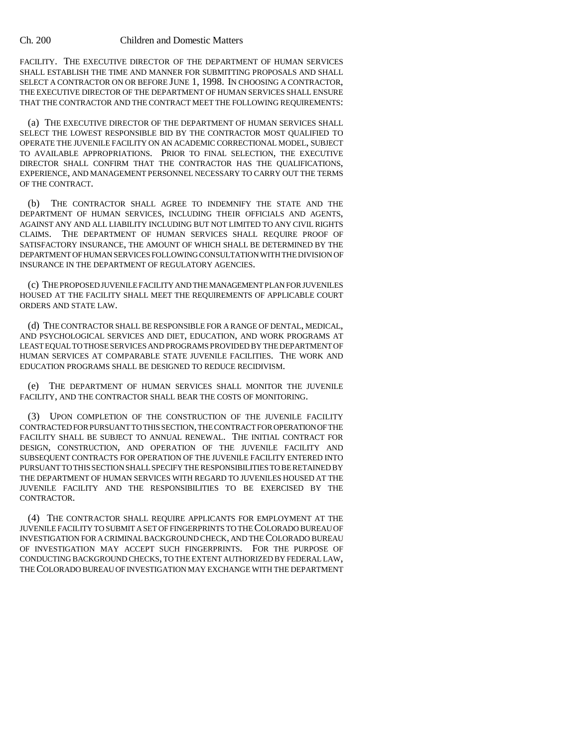FACILITY. THE EXECUTIVE DIRECTOR OF THE DEPARTMENT OF HUMAN SERVICES SHALL ESTABLISH THE TIME AND MANNER FOR SUBMITTING PROPOSALS AND SHALL SELECT A CONTRACTOR ON OR BEFORE JUNE 1, 1998. IN CHOOSING A CONTRACTOR, THE EXECUTIVE DIRECTOR OF THE DEPARTMENT OF HUMAN SERVICES SHALL ENSURE THAT THE CONTRACTOR AND THE CONTRACT MEET THE FOLLOWING REQUIREMENTS:

(a) THE EXECUTIVE DIRECTOR OF THE DEPARTMENT OF HUMAN SERVICES SHALL SELECT THE LOWEST RESPONSIBLE BID BY THE CONTRACTOR MOST QUALIFIED TO OPERATE THE JUVENILE FACILITY ON AN ACADEMIC CORRECTIONAL MODEL, SUBJECT TO AVAILABLE APPROPRIATIONS. PRIOR TO FINAL SELECTION, THE EXECUTIVE DIRECTOR SHALL CONFIRM THAT THE CONTRACTOR HAS THE QUALIFICATIONS, EXPERIENCE, AND MANAGEMENT PERSONNEL NECESSARY TO CARRY OUT THE TERMS OF THE CONTRACT.

(b) THE CONTRACTOR SHALL AGREE TO INDEMNIFY THE STATE AND THE DEPARTMENT OF HUMAN SERVICES, INCLUDING THEIR OFFICIALS AND AGENTS, AGAINST ANY AND ALL LIABILITY INCLUDING BUT NOT LIMITED TO ANY CIVIL RIGHTS CLAIMS. THE DEPARTMENT OF HUMAN SERVICES SHALL REQUIRE PROOF OF SATISFACTORY INSURANCE, THE AMOUNT OF WHICH SHALL BE DETERMINED BY THE DEPARTMENT OF HUMAN SERVICES FOLLOWING CONSULTATION WITH THE DIVISION OF INSURANCE IN THE DEPARTMENT OF REGULATORY AGENCIES.

(c) THE PROPOSED JUVENILE FACILITY AND THE MANAGEMENT PLAN FOR JUVENILES HOUSED AT THE FACILITY SHALL MEET THE REQUIREMENTS OF APPLICABLE COURT ORDERS AND STATE LAW.

(d) THE CONTRACTOR SHALL BE RESPONSIBLE FOR A RANGE OF DENTAL, MEDICAL, AND PSYCHOLOGICAL SERVICES AND DIET, EDUCATION, AND WORK PROGRAMS AT LEAST EQUAL TO THOSE SERVICES AND PROGRAMS PROVIDED BY THE DEPARTMENT OF HUMAN SERVICES AT COMPARABLE STATE JUVENILE FACILITIES. THE WORK AND EDUCATION PROGRAMS SHALL BE DESIGNED TO REDUCE RECIDIVISM.

(e) THE DEPARTMENT OF HUMAN SERVICES SHALL MONITOR THE JUVENILE FACILITY, AND THE CONTRACTOR SHALL BEAR THE COSTS OF MONITORING.

(3) UPON COMPLETION OF THE CONSTRUCTION OF THE JUVENILE FACILITY CONTRACTED FOR PURSUANT TO THIS SECTION, THE CONTRACT FOR OPERATION OF THE FACILITY SHALL BE SUBJECT TO ANNUAL RENEWAL. THE INITIAL CONTRACT FOR DESIGN, CONSTRUCTION, AND OPERATION OF THE JUVENILE FACILITY AND SUBSEQUENT CONTRACTS FOR OPERATION OF THE JUVENILE FACILITY ENTERED INTO PURSUANT TO THIS SECTION SHALL SPECIFY THE RESPONSIBILITIES TO BE RETAINED BY THE DEPARTMENT OF HUMAN SERVICES WITH REGARD TO JUVENILES HOUSED AT THE JUVENILE FACILITY AND THE RESPONSIBILITIES TO BE EXERCISED BY THE CONTRACTOR.

(4) THE CONTRACTOR SHALL REQUIRE APPLICANTS FOR EMPLOYMENT AT THE JUVENILE FACILITY TO SUBMIT A SET OF FINGERPRINTS TO THE COLORADO BUREAU OF INVESTIGATION FOR A CRIMINAL BACKGROUND CHECK, AND THE COLORADO BUREAU OF INVESTIGATION MAY ACCEPT SUCH FINGERPRINTS. FOR THE PURPOSE OF CONDUCTING BACKGROUND CHECKS, TO THE EXTENT AUTHORIZED BY FEDERAL LAW, THE COLORADO BUREAU OF INVESTIGATION MAY EXCHANGE WITH THE DEPARTMENT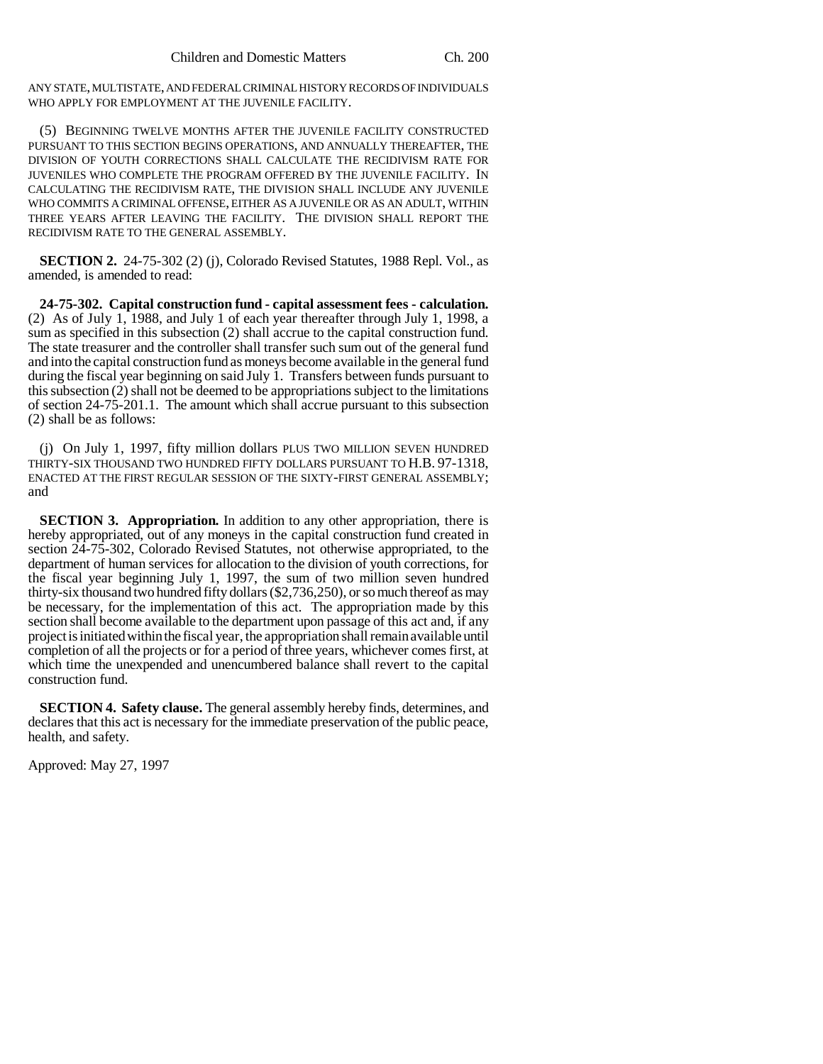ANY STATE, MULTISTATE, AND FEDERAL CRIMINAL HISTORY RECORDS OF INDIVIDUALS WHO APPLY FOR EMPLOYMENT AT THE JUVENILE FACILITY.

(5) BEGINNING TWELVE MONTHS AFTER THE JUVENILE FACILITY CONSTRUCTED PURSUANT TO THIS SECTION BEGINS OPERATIONS, AND ANNUALLY THEREAFTER, THE DIVISION OF YOUTH CORRECTIONS SHALL CALCULATE THE RECIDIVISM RATE FOR JUVENILES WHO COMPLETE THE PROGRAM OFFERED BY THE JUVENILE FACILITY. IN CALCULATING THE RECIDIVISM RATE, THE DIVISION SHALL INCLUDE ANY JUVENILE WHO COMMITS A CRIMINAL OFFENSE, EITHER AS A JUVENILE OR AS AN ADULT, WITHIN THREE YEARS AFTER LEAVING THE FACILITY. THE DIVISION SHALL REPORT THE RECIDIVISM RATE TO THE GENERAL ASSEMBLY.

**SECTION 2.** 24-75-302 (2) (j), Colorado Revised Statutes, 1988 Repl. Vol., as amended, is amended to read:

**24-75-302. Capital construction fund - capital assessment fees - calculation.** (2) As of July 1, 1988, and July 1 of each year thereafter through July 1, 1998, a sum as specified in this subsection (2) shall accrue to the capital construction fund. The state treasurer and the controller shall transfer such sum out of the general fund and into the capital construction fund as moneys become available in the general fund during the fiscal year beginning on said July 1. Transfers between funds pursuant to this subsection (2) shall not be deemed to be appropriations subject to the limitations of section 24-75-201.1. The amount which shall accrue pursuant to this subsection (2) shall be as follows:

(j) On July 1, 1997, fifty million dollars PLUS TWO MILLION SEVEN HUNDRED THIRTY-SIX THOUSAND TWO HUNDRED FIFTY DOLLARS PURSUANT TO H.B. 97-1318, ENACTED AT THE FIRST REGULAR SESSION OF THE SIXTY-FIRST GENERAL ASSEMBLY; and

**SECTION 3. Appropriation.** In addition to any other appropriation, there is hereby appropriated, out of any moneys in the capital construction fund created in section 24-75-302, Colorado Revised Statutes, not otherwise appropriated, to the department of human services for allocation to the division of youth corrections, for the fiscal year beginning July 1, 1997, the sum of two million seven hundred thirty-six thousand two hundred fifty dollars ($2,736,250), or so much thereof as may be necessary, for the implementation of this act. The appropriation made by this section shall become available to the department upon passage of this act and, if any project is initiated within the fiscal year, the appropriation shall remain available until completion of all the projects or for a period of three years, whichever comes first, at which time the unexpended and unencumbered balance shall revert to the capital construction fund.

**SECTION 4. Safety clause.** The general assembly hereby finds, determines, and declares that this act is necessary for the immediate preservation of the public peace, health, and safety.

Approved: May 27, 1997